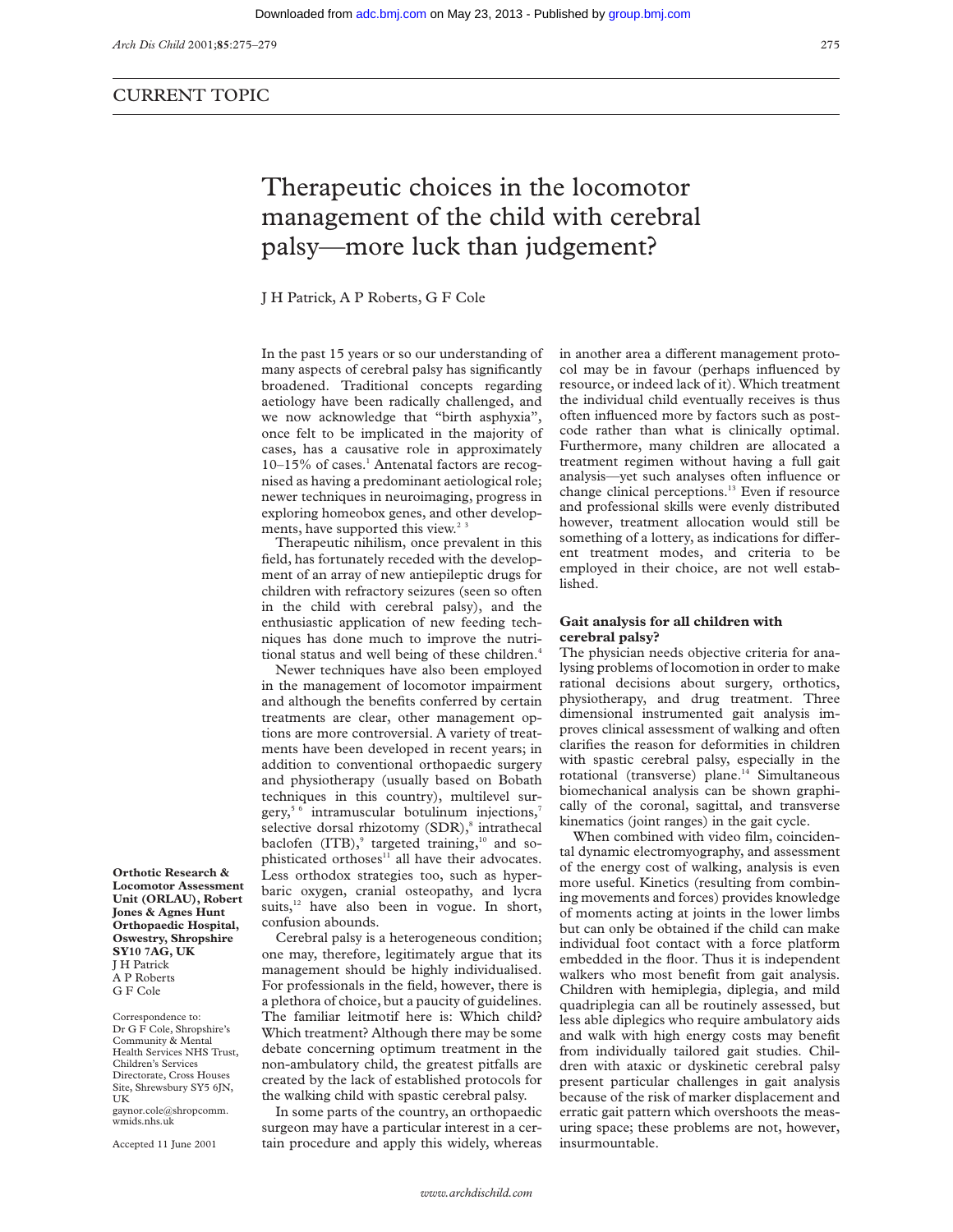CURRENT TOPIC

# Therapeutic choices in the locomotor management of the child with cerebral palsy—more luck than judgement?

J H Patrick, A P Roberts, G F Cole

**Orthotic Research & Locomotor Assessment Unit (ORLAU), Robert Jones & Agnes Hunt Orthopaedic Hospital, Oswestry, Shropshire SY10 7AG, UK**
J H Patrick
A P Roberts
G F Cole

Correspondence to:
Dr G F Cole, Shropshire's Community & Mental Health Services NHS Trust, Children's Services Directorate, Cross Houses Site, Shrewsbury SY5 6JN, UK
gaynor.cole@shropcomm.wmids.nhs.uk

Accepted 11 June 2001

In the past 15 years or so our understanding of many aspects of cerebral palsy has significantly broadened. Traditional concepts regarding aetiology have been radically challenged, and we now acknowledge that "birth asphyxia", once felt to be implicated in the majority of cases, has a causative role in approximately 10–15% of cases.[1] Antenatal factors are recognised as having a predominant aetiological role; newer techniques in neuroimaging, progress in exploring homeobox genes, and other developments, have supported this view.[2 3]

Therapeutic nihilism, once prevalent in this field, has fortunately receded with the development of an array of new antiepileptic drugs for children with refractory seizures (seen so often in the child with cerebral palsy), and the enthusiastic application of new feeding techniques has done much to improve the nutritional status and well being of these children.[4]

Newer techniques have also been employed in the management of locomotor impairment and although the benefits conferred by certain treatments are clear, other management options are more controversial. A variety of treatments have been developed in recent years; in addition to conventional orthopaedic surgery and physiotherapy (usually based on Bobath techniques in this country), multilevel surgery,[5 6] intramuscular botulinum injections,[7] selective dorsal rhizotomy (SDR),[8] intrathecal baclofen (ITB),[9] targeted training,[10] and sophisticated orthoses[11] all have their advocates. Less orthodox strategies too, such as hyperbaric oxygen, cranial osteopathy, and lycra suits,[12] have also been in vogue. In short, confusion abounds.

Cerebral palsy is a heterogeneous condition; one may, therefore, legitimately argue that its management should be highly individualised. For professionals in the field, however, there is a plethora of choice, but a paucity of guidelines. The familiar leitmotif here is: Which child? Which treatment? Although there may be some debate concerning optimum treatment in the non-ambulatory child, the greatest pitfalls are created by the lack of established protocols for the walking child with spastic cerebral palsy.

In some parts of the country, an orthopaedic surgeon may have a particular interest in a certain procedure and apply this widely, whereas in another area a different management protocol may be in favour (perhaps influenced by resource, or indeed lack of it). Which treatment the individual child eventually receives is thus often influenced more by factors such as postcode rather than what is clinically optimal. Furthermore, many children are allocated a treatment regimen without having a full gait analysis—yet such analyses often influence or change clinical perceptions.[13] Even if resource and professional skills were evenly distributed however, treatment allocation would still be something of a lottery, as indications for different treatment modes, and criteria to be employed in their choice, are not well established.

## Gait analysis for all children with cerebral palsy?

The physician needs objective criteria for analysing problems of locomotion in order to make rational decisions about surgery, orthotics, physiotherapy, and drug treatment. Three dimensional instrumented gait analysis improves clinical assessment of walking and often clarifies the reason for deformities in children with spastic cerebral palsy, especially in the rotational (transverse) plane.[14] Simultaneous biomechanical analysis can be shown graphically of the coronal, sagittal, and transverse kinematics (joint ranges) in the gait cycle.

When combined with video film, coincidental dynamic electromyography, and assessment of the energy cost of walking, analysis is even more useful. Kinetics (resulting from combining movements and forces) provides knowledge of moments acting at joints in the lower limbs but can only be obtained if the child can make individual foot contact with a force platform embedded in the floor. Thus it is independent walkers who most benefit from gait analysis. Children with hemiplegia, diplegia, and mild quadriplegia can all be routinely assessed, but less able diplegics who require ambulatory aids and walk with high energy costs may benefit from individually tailored gait studies. Children with ataxic or dyskinetic cerebral palsy present particular challenges in gait analysis because of the risk of marker displacement and erratic gait pattern which overshoots the measuring space; these problems are not, however, insurmountable.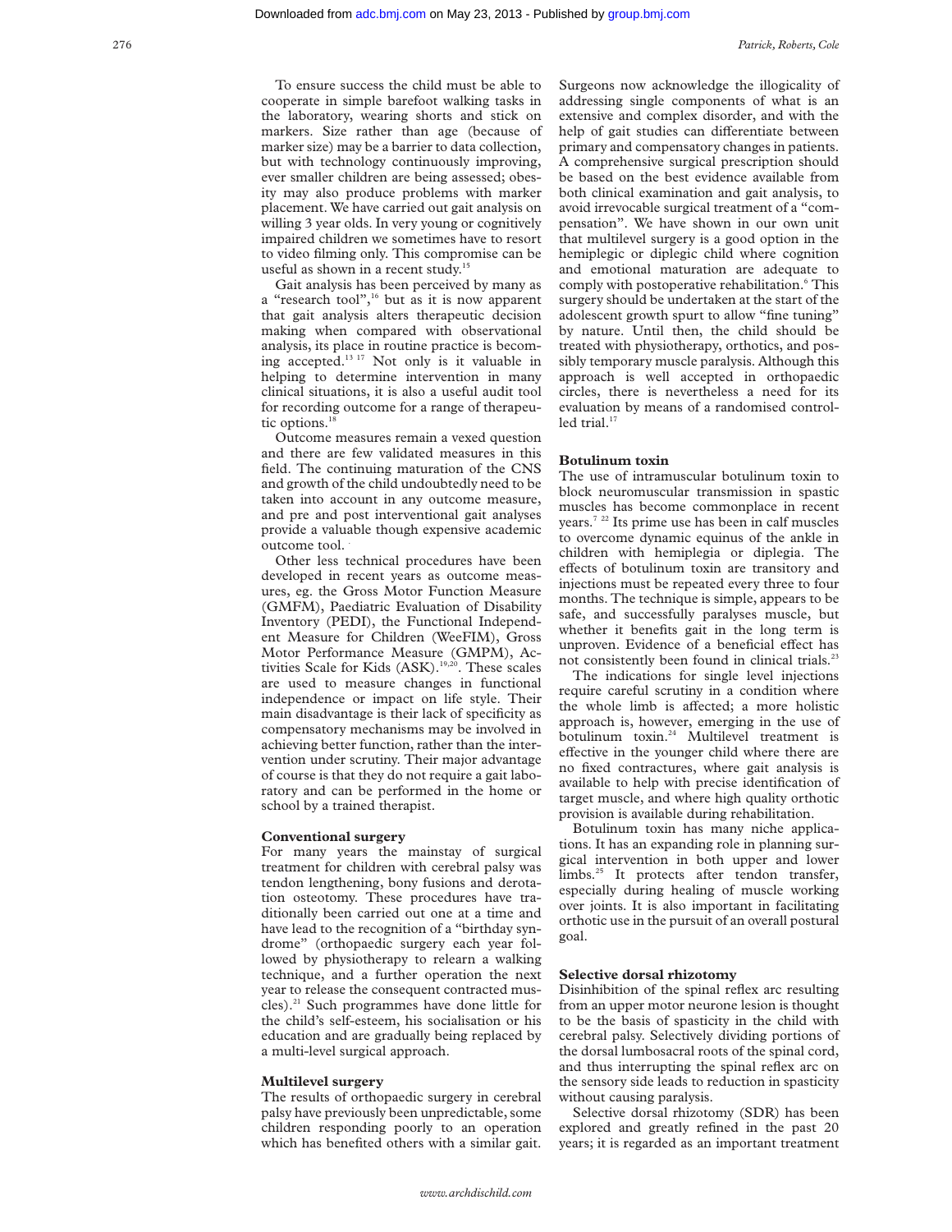To ensure success the child must be able to cooperate in simple barefoot walking tasks in the laboratory, wearing shorts and stick on markers. Size rather than age (because of marker size) may be a barrier to data collection, but with technology continuously improving, ever smaller children are being assessed; obesity may also produce problems with marker placement. We have carried out gait analysis on willing 3 year olds. In very young or cognitively impaired children we sometimes have to resort to video filming only. This compromise can be useful as shown in a recent study.[15]

Gait analysis has been perceived by many as a "research tool",[16] but as it is now apparent that gait analysis alters therapeutic decision making when compared with observational analysis, its place in routine practice is becoming accepted.[13 17] Not only is it valuable in helping to determine intervention in many clinical situations, it is also a useful audit tool for recording outcome for a range of therapeutic options.[18]

Outcome measures remain a vexed question and there are few validated measures in this field. The continuing maturation of the CNS and growth of the child undoubtedly need to be taken into account in any outcome measure, and pre and post interventional gait analyses provide a valuable though expensive academic outcome tool.

Other less technical procedures have been developed in recent years as outcome measures, eg. the Gross Motor Function Measure (GMFM), Paediatric Evaluation of Disability Inventory (PEDI), the Functional Independent Measure for Children (WeeFIM), Gross Motor Performance Measure (GMPM), Activities Scale for Kids (ASK).[19,20]. These scales are used to measure changes in functional independence or impact on life style. Their main disadvantage is their lack of specificity as compensatory mechanisms may be involved in achieving better function, rather than the intervention under scrutiny. Their major advantage of course is that they do not require a gait laboratory and can be performed in the home or school by a trained therapist.

### Conventional surgery

For many years the mainstay of surgical treatment for children with cerebral palsy was tendon lengthening, bony fusions and derotation osteotomy. These procedures have traditionally been carried out one at a time and have lead to the recognition of a "birthday syndrome" (orthopaedic surgery each year followed by physiotherapy to relearn a walking technique, and a further operation the next year to release the consequent contracted muscles).[21] Such programmes have done little for the child's self-esteem, his socialisation or his education and are gradually being replaced by a multi-level surgical approach.

### Multilevel surgery

The results of orthopaedic surgery in cerebral palsy have previously been unpredictable, some children responding poorly to an operation which has benefited others with a similar gait. Surgeons now acknowledge the illogicality of addressing single components of what is an extensive and complex disorder, and with the help of gait studies can differentiate between primary and compensatory changes in patients. A comprehensive surgical prescription should be based on the best evidence available from both clinical examination and gait analysis, to avoid irrevocable surgical treatment of a "compensation". We have shown in our own unit that multilevel surgery is a good option in the hemiplegic or diplegic child where cognition and emotional maturation are adequate to comply with postoperative rehabilitation.[6] This surgery should be undertaken at the start of the adolescent growth spurt to allow "fine tuning" by nature. Until then, the child should be treated with physiotherapy, orthotics, and possibly temporary muscle paralysis. Although this approach is well accepted in orthopaedic circles, there is nevertheless a need for its evaluation by means of a randomised controlled trial.[17]

### Botulinum toxin

The use of intramuscular botulinum toxin to block neuromuscular transmission in spastic muscles has become commonplace in recent years.[7 22] Its prime use has been in calf muscles to overcome dynamic equinus of the ankle in children with hemiplegia or diplegia. The effects of botulinum toxin are transitory and injections must be repeated every three to four months. The technique is simple, appears to be safe, and successfully paralyses muscle, but whether it benefits gait in the long term is unproven. Evidence of a beneficial effect has not consistently been found in clinical trials.[23]

The indications for single level injections require careful scrutiny in a condition where the whole limb is affected; a more holistic approach is, however, emerging in the use of botulinum toxin.[24] Multilevel treatment is effective in the younger child where there are no fixed contractures, where gait analysis is available to help with precise identification of target muscle, and where high quality orthotic provision is available during rehabilitation.

Botulinum toxin has many niche applications. It has an expanding role in planning surgical intervention in both upper and lower limbs.[25] It protects after tendon transfer, especially during healing of muscle working over joints. It is also important in facilitating orthotic use in the pursuit of an overall postural goal.

### Selective dorsal rhizotomy

Disinhibition of the spinal reflex arc resulting from an upper motor neurone lesion is thought to be the basis of spasticity in the child with cerebral palsy. Selectively dividing portions of the dorsal lumbosacral roots of the spinal cord, and thus interrupting the spinal reflex arc on the sensory side leads to reduction in spasticity without causing paralysis.

Selective dorsal rhizotomy (SDR) has been explored and greatly refined in the past 20 years; it is regarded as an important treatment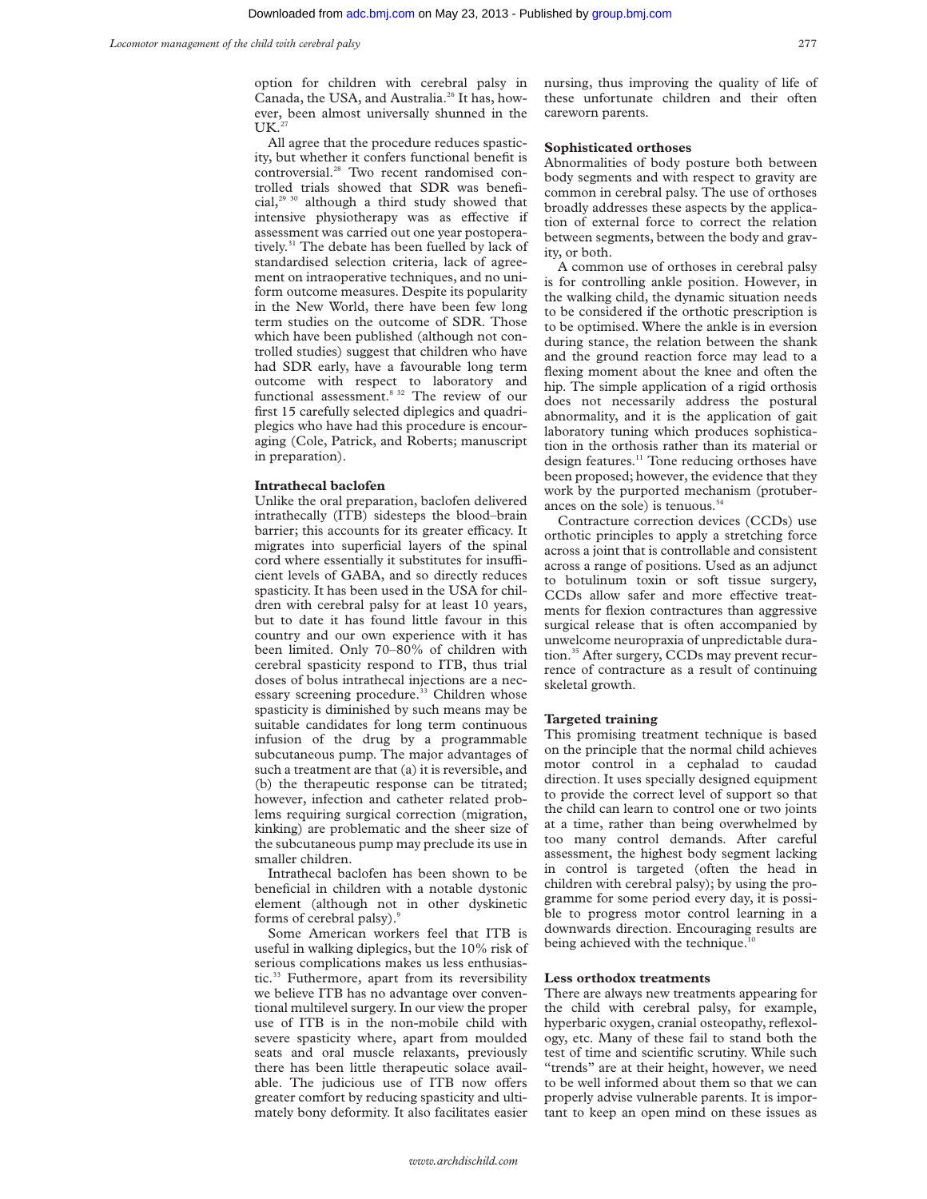option for children with cerebral palsy in Canada, the USA, and Australia.[26] It has, however, been almost universally shunned in the UK.[27]

All agree that the procedure reduces spasticity, but whether it confers functional benefit is controversial.[28] Two recent randomised controlled trials showed that SDR was beneficial,[29 30] although a third study showed that intensive physiotherapy was as effective if assessment was carried out one year postoperatively.[31] The debate has been fuelled by lack of standardised selection criteria, lack of agreement on intraoperative techniques, and no uniform outcome measures. Despite its popularity in the New World, there have been few long term studies on the outcome of SDR. Those which have been published (although not controlled studies) suggest that children who have had SDR early, have a favourable long term outcome with respect to laboratory and functional assessment.[8 32] The review of our first 15 carefully selected diplegics and quadriplegics who have had this procedure is encouraging (Cole, Patrick, and Roberts; manuscript in preparation).

## Intrathecal baclofen

Unlike the oral preparation, baclofen delivered intrathecally (ITB) sidesteps the blood–brain barrier; this accounts for its greater efficacy. It migrates into superficial layers of the spinal cord where essentially it substitutes for insufficient levels of GABA, and so directly reduces spasticity. It has been used in the USA for children with cerebral palsy for at least 10 years, but to date it has found little favour in this country and our own experience with it has been limited. Only 70–80% of children with cerebral spasticity respond to ITB, thus trial doses of bolus intrathecal injections are a necessary screening procedure.[33] Children whose spasticity is diminished by such means may be suitable candidates for long term continuous infusion of the drug by a programmable subcutaneous pump. The major advantages of such a treatment are that (a) it is reversible, and (b) the therapeutic response can be titrated; however, infection and catheter related problems requiring surgical correction (migration, kinking) are problematic and the sheer size of the subcutaneous pump may preclude its use in smaller children.

Intrathecal baclofen has been shown to be beneficial in children with a notable dystonic element (although not in other dyskinetic forms of cerebral palsy).[9]

Some American workers feel that ITB is useful in walking diplegics, but the 10% risk of serious complications makes us less enthusiastic.[33] Futhermore, apart from its reversibility we believe ITB has no advantage over conventional multilevel surgery. In our view the proper use of ITB is in the non-mobile child with severe spasticity where, apart from moulded seats and oral muscle relaxants, previously there has been little therapeutic solace available. The judicious use of ITB now offers greater comfort by reducing spasticity and ultimately bony deformity. It also facilitates easier nursing, thus improving the quality of life of these unfortunate children and their often careworn parents.

## Sophisticated orthoses

Abnormalities of body posture both between body segments and with respect to gravity are common in cerebral palsy. The use of orthoses broadly addresses these aspects by the application of external force to correct the relation between segments, between the body and gravity, or both.

A common use of orthoses in cerebral palsy is for controlling ankle position. However, in the walking child, the dynamic situation needs to be considered if the orthotic prescription is to be optimised. Where the ankle is in eversion during stance, the relation between the shank and the ground reaction force may lead to a flexing moment about the knee and often the hip. The simple application of a rigid orthosis does not necessarily address the postural abnormality, and it is the application of gait laboratory tuning which produces sophistication in the orthosis rather than its material or design features.[11] Tone reducing orthoses have been proposed; however, the evidence that they work by the purported mechanism (protuberances on the sole) is tenuous.[34]

Contracture correction devices (CCDs) use orthotic principles to apply a stretching force across a joint that is controllable and consistent across a range of positions. Used as an adjunct to botulinum toxin or soft tissue surgery, CCDs allow safer and more effective treatments for flexion contractures than aggressive surgical release that is often accompanied by unwelcome neuropraxia of unpredictable duration.[35] After surgery, CCDs may prevent recurrence of contracture as a result of continuing skeletal growth.

## Targeted training

This promising treatment technique is based on the principle that the normal child achieves motor control in a cephalad to caudad direction. It uses specially designed equipment to provide the correct level of support so that the child can learn to control one or two joints at a time, rather than being overwhelmed by too many control demands. After careful assessment, the highest body segment lacking in control is targeted (often the head in children with cerebral palsy); by using the programme for some period every day, it is possible to progress motor control learning in a downwards direction. Encouraging results are being achieved with the technique.[10]

## Less orthodox treatments

There are always new treatments appearing for the child with cerebral palsy, for example, hyperbaric oxygen, cranial osteopathy, reflexology, etc. Many of these fail to stand both the test of time and scientific scrutiny. While such "trends" are at their height, however, we need to be well informed about them so that we can properly advise vulnerable parents. It is important to keep an open mind on these issues as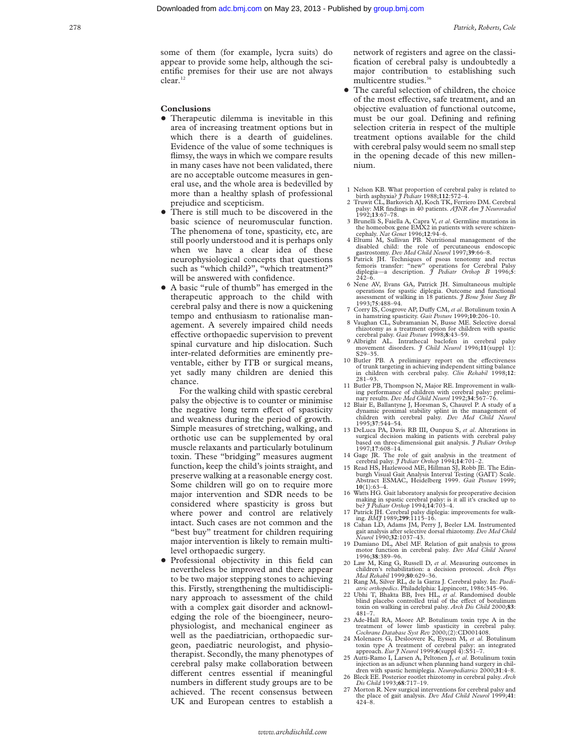some of them (for example, lycra suits) do appear to provide some help, although the scientific premises for their use are not always clear.[12]

## Conclusions

- Therapeutic dilemma is inevitable in this area of increasing treatment options but in which there is a dearth of guidelines. Evidence of the value of some techniques is flimsy, the ways in which we compare results in many cases have not been validated, there are no acceptable outcome measures in general use, and the whole area is bedevilled by more than a healthy splash of professional prejudice and scepticism.
- There is still much to be discovered in the basic science of neuromuscular function. The phenomena of tone, spasticity, etc, are still poorly understood and it is perhaps only when we have a clear idea of these neurophysiological concepts that questions such as "which child?", "which treatment?" will be answered with confidence.
- A basic "rule of thumb" has emerged in the therapeutic approach to the child with cerebral palsy and there is now a quickening tempo and enthusiasm to rationalise management. A severely impaired child needs effective orthopaedic supervision to prevent spinal curvature and hip dislocation. Such inter-related deformities are eminently preventable, either by ITB or surgical means, yet sadly many children are denied this chance.

  For the walking child with spastic cerebral palsy the objective is to counter or minimise the negative long term effect of spasticity and weakness during the period of growth. Simple measures of stretching, walking, and orthotic use can be supplemented by oral muscle relaxants and particularly botulinum toxin. These "bridging" measures augment function, keep the child's joints straight, and preserve walking at a reasonable energy cost. Some children will go on to require more major intervention and SDR needs to be considered where spasticity is gross but where power and control are relatively intact. Such cases are not common and the "best buy" treatment for children requiring major intervention is likely to remain multilevel orthopaedic surgery.
- Professional objectivity in this field can nevertheless be improved and there appear to be two major stepping stones to achieving this. Firstly, strengthening the multidisciplinary approach to assessment of the child with a complex gait disorder and acknowledging the role of the bioengineer, neurophysiologist, and mechanical engineer as well as the paediatrician, orthopaedic surgeon, paediatric neurologist, and physiotherapist. Secondly, the many phenotypes of cerebral palsy make collaboration between different centres essential if meaningful numbers in different study groups are to be achieved. The recent consensus between UK and European centres to establish a network of registers and agree on the classification of cerebral palsy is undoubtedly a major contribution to establishing such multicentre studies.[36]
- The careful selection of children, the choice of the most effective, safe treatment, and an objective evaluation of functional outcome, must be our goal. Defining and refining selection criteria in respect of the multiple treatment options available for the child with cerebral palsy would seem no small step in the opening decade of this new millennium.

1. Nelson KB. What proportion of cerebral palsy is related to birth asphyxia? *J Pediatr* 1988;**112**:572–4.
2. Truwit CL, Barkovich AJ, Koch TK, Ferriero DM. Cerebral palsy: MR findings in 40 patients. *AJNR Am J Neuroradiol* 1992;**13**:67–78.
3. Brunelli S, Faiella A, Capra V, *et al*. Germline mutations in the homeobox gene EMX2 in patients with severe schizencephaly. *Nat Genet* 1996;**12**:94–6.
4. Eltumi M, Sullivan PB. Nutritional management of the disabled child: the role of percutaneous endoscopic gastrostomy. *Dev Med Child Neurol* 1997;**39**:66–8.
5. Patrick JH. Techniques of psoas tenotomy and rectus femoris transfer: "new" operations for Cerebral Palsy diplegia—a description. *J Pediatr Orthop B* 1996;**5**: 242–6.
6. Nene AV, Evans GA, Patrick JH. Simultaneous multiple operations for spastic diplegia. Outcome and functional assessment of walking in 18 patients. *J Bone Joint Surg Br* 1993;**75**:488–94.
7. Corry IS, Cosgrove AP, Duffy CM, *et al*. Botulinum toxin A in hamstring spasticity. *Gait Posture* 1999;**10**:206–10.
8. Vaughan CL, Subramanian N, Busse ME. Selective dorsal rhizotomy as a treatment option for children with spastic cerebral palsy. *Gait Posture* 1998;**8**:43–59.
9. Albright AL. Intrathecal baclofen in cerebral palsy movement disorders. *J Child Neurol* 1996;**11**(suppl 1): S29–35.
10. Butler PB. A preliminary report on the effectiveness of trunk targeting in achieving independent sitting balance in children with cerebral palsy. *Clin Rehabil* 1998;**12**: 281–93.
11. Butler PB, Thompson N, Major RE. Improvement in walking performance of children with cerebral palsy: preliminary results. *Dev Med Child Neurol* 1992;**34**:567–76.
12. Blair E, Ballantyne J, Horsman S, Chauvel P. A study of a dynamic proximal stability splint in the management of children with cerebral palsy. *Dev Med Child Neurol* 1995;**37**:544–54.
13. DeLuca PA, Davis RB III, Ounpuu S, *et al*. Alterations in surgical decision making in patients with cerebral palsy based on three-dimensional gait analysis. *J Pediatr Orthop* 1997;**17**:608–14.
14. Gage JR. The role of gait analysis in the treatment of cerebral palsy. *J Pediatr Orthop* 1994;**14**:701–2.
15. Read HS, Hazlewood ME, Hillman SJ, Robb JE. The Edinburgh Visual Gait Analysis Interval Testing (GAIT) Scale. Abstract ESMAC, Heidelberg 1999. *Gait Posture* 1999; **10**(1):63–4.
16. Watts HG. Gait laboratory analysis for preoperative decision making in spastic cerebral palsy: is it all it's cracked up to be? *J Pediatr Orthop* 1994;**14**:703–4.
17. Patrick JH. Cerebral palsy diplegia: improvements for walking. *BMJ* 1989;**299**:1115–16.
18. Cahan LD, Adams JM, Perry J, Beeler LM. Instrumented gait analysis after selective dorsal rhizotomy. *Dev Med Child Neurol* 1990;**32**:1037–43.
19. Damiano DL, Abel MF. Relation of gait analysis to gross motor function in cerebral palsy. *Dev Med Child Neurol* 1996;**38**:389–96.
20. Law M, King G, Russell D, *et al*. Measuring outcomes in children's rehabilitation: a decision protocol. *Arch Phys Med Rehabil* 1999;**80**:629–36.
21. Rang M, Silver RL, de la Garza J. Cerebral palsy. In: *Paediatric orthopedics*. Philadelphia: Lippincott, 1986:345–96.
22. Ubhi T, Bhakta BB, Ives HL, *et al*. Randomised double blind placebo controlled trial of the effect of botulinum toxin on walking in cerebral palsy. *Arch Dis Child* 2000;**83**: 481–7.
23. Ade-Hall RA, Moore AP. Botulinum toxin type A in the treatment of lower limb spasticity in cerebral palsy. *Cochrane Database Syst Rev* 2000;(2):CD001408.
24. Molenaers G, Desloovere K, Eyssen M, *et al*. Botulinum toxin type A treatment of cerebral palsy: an integrated approach. *Eur J Neurol* 1999;**6**(suppl 4):S51–7.
25. Autti-Ramo I, Larsen A, Peltonen J, *et al*. Botulinum toxin injection as an adjunct when planning hand surgery in children with spastic hemiplegia. *Neuropediatrics* 2000;**31**:4–8.
26. Bleck EE. Posterior rootlet rhizotomy in cerebral palsy. *Arch Dis Child* 1993;**68**:717–19.
27. Morton R. New surgical interventions for cerebral palsy and the place of gait analysis. *Dev Med Child Neurol* 1999;**41**: 424–8.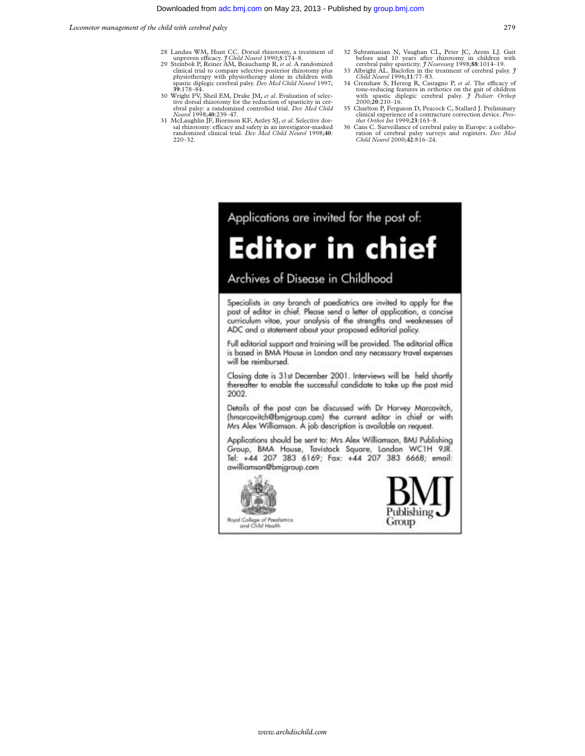28 Landau WM, Hunt CC. Dorsal rhizotomy, a treatment of unproven efficacy. *J Child Neurol* 1990;**5**:174–8.

29 Steinbok P, Reiner AM, Beauchamp R, *et al*. A randomized clinical trial to compare selective posterior rhizotomy plus physiotherapy with physiotherapy alone in children with spastic diplegic cerebral palsy. *Dev Med Child Neurol* 1997; **39**:178–84.

30 Wright FV, Sheil EM, Drake JM, *et al*. Evaluation of selective dorsal rhizotomy for the reduction of spasticity in cerebral palsy: a randomized controlled trial. *Dev Med Child Neurol* 1998;**40**:239–47.

31 McLaughlin JF, Bjornson KF, Astley SJ, *et al*. Selective dorsal rhizotomy: efficacy and safety in an investigator-masked randomized clinical trial. *Dev Med Child Neurol* 1998;**40**: 220–32.

32 Subramanian N, Vaughan CL, Peter JC, Arens LJ. Gait before and 10 years after rhizotomy in children with cerebral palsy spasticity. *J Neurosurg* 1998;**88**:1014–19.

33 Albright AL. Baclofen in the treatment of cerebral palsy. *J Child Neurol* 1996;**11**:77–83.

34 Crenshaw S, Herzog R, Castagno P, *et al*. The efficacy of tone-reducing features in orthotics on the gait of children with spastic diplegic cerebral palsy. *J Pediatr Orthop* 2000;**20**:210–16.

35 Charlton P, Ferguson D, Peacock C, Stallard J. Preliminary clinical experience of a contracture correction device. *Prosthet Orthot Int* 1999;**23**:163–8.

36 Cans C. Surveillance of cerebral palsy in Europe: a collaboration of cerebral palsy surveys and registers. *Dev Med Child Neurol* 2000;**42**:816–24.

Applications are invited for the post of:

# Editor in chief

## Archives of Disease in Childhood

Specialists in any branch of paediatrics are invited to apply for the post of editor in chief. Please send a letter of application, a concise curriculum vitae, your analysis of the strengths and weaknesses of ADC and a statement about your proposed editorial policy.

Full editorial support and training will be provided. The editorial office is based in BMA House in London and any necessary travel expenses will be reimbursed.

Closing date is 31st December 2001. Interviews will be held shortly thereafter to enable the successful candidate to take up the post mid 2002.

Details of the post can be discussed with Dr Harvey Marcovitch, (hmarcovitch@bmjgroup.com) the current editor in chief or with Mrs Alex Williamson. A job description is available on request.

Applications should be sent to: Mrs Alex Williamson, BMJ Publishing Group, BMA House, Tavistock Square, London WC1H 9JR. Tel: +44 207 383 6169; Fax: +44 207 383 6668; email: awilliamson@bmjgroup.com

Royal College of Paediatrics and Child Health

BMJ Publishing Group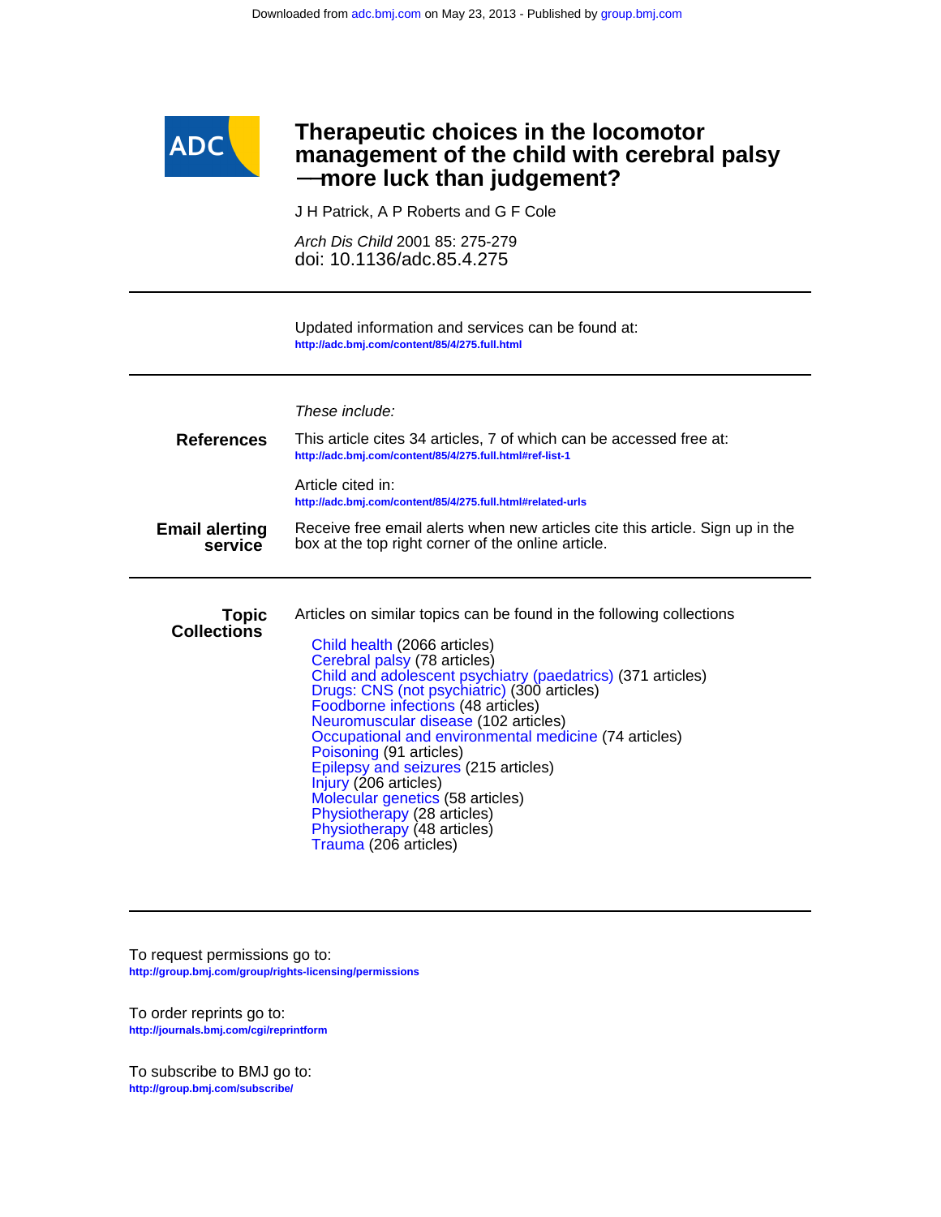Downloaded from adc.bmj.com on May 23, 2013 - Published by group.bmj.com

ADC

# Therapeutic choices in the locomotor management of the child with cerebral palsy —more luck than judgement?

J H Patrick, A P Roberts and G F Cole

*Arch Dis Child* 2001 85: 275-279
doi: 10.1136/adc.85.4.275

Updated information and services can be found at:
**http://adc.bmj.com/content/85/4/275.full.html**

*These include:*

**References**

This article cites 34 articles, 7 of which can be accessed free at:
**http://adc.bmj.com/content/85/4/275.full.html#ref-list-1**

Article cited in:
**http://adc.bmj.com/content/85/4/275.full.html#related-urls**

**Email alerting service**

Receive free email alerts when new articles cite this article. Sign up in the box at the top right corner of the online article.

**Topic Collections**

Articles on similar topics can be found in the following collections

- Child health (2066 articles)
- Cerebral palsy (78 articles)
- Child and adolescent psychiatry (paedatrics) (371 articles)
- Drugs: CNS (not psychiatric) (300 articles)
- Foodborne infections (48 articles)
- Neuromuscular disease (102 articles)
- Occupational and environmental medicine (74 articles)
- Poisoning (91 articles)
- Epilepsy and seizures (215 articles)
- Injury (206 articles)
- Molecular genetics (58 articles)
- Physiotherapy (28 articles)
- Physiotherapy (48 articles)
- Trauma (206 articles)

To request permissions go to:
**http://group.bmj.com/group/rights-licensing/permissions**

To order reprints go to:
**http://journals.bmj.com/cgi/reprintform**

To subscribe to BMJ go to:
**http://group.bmj.com/subscribe/**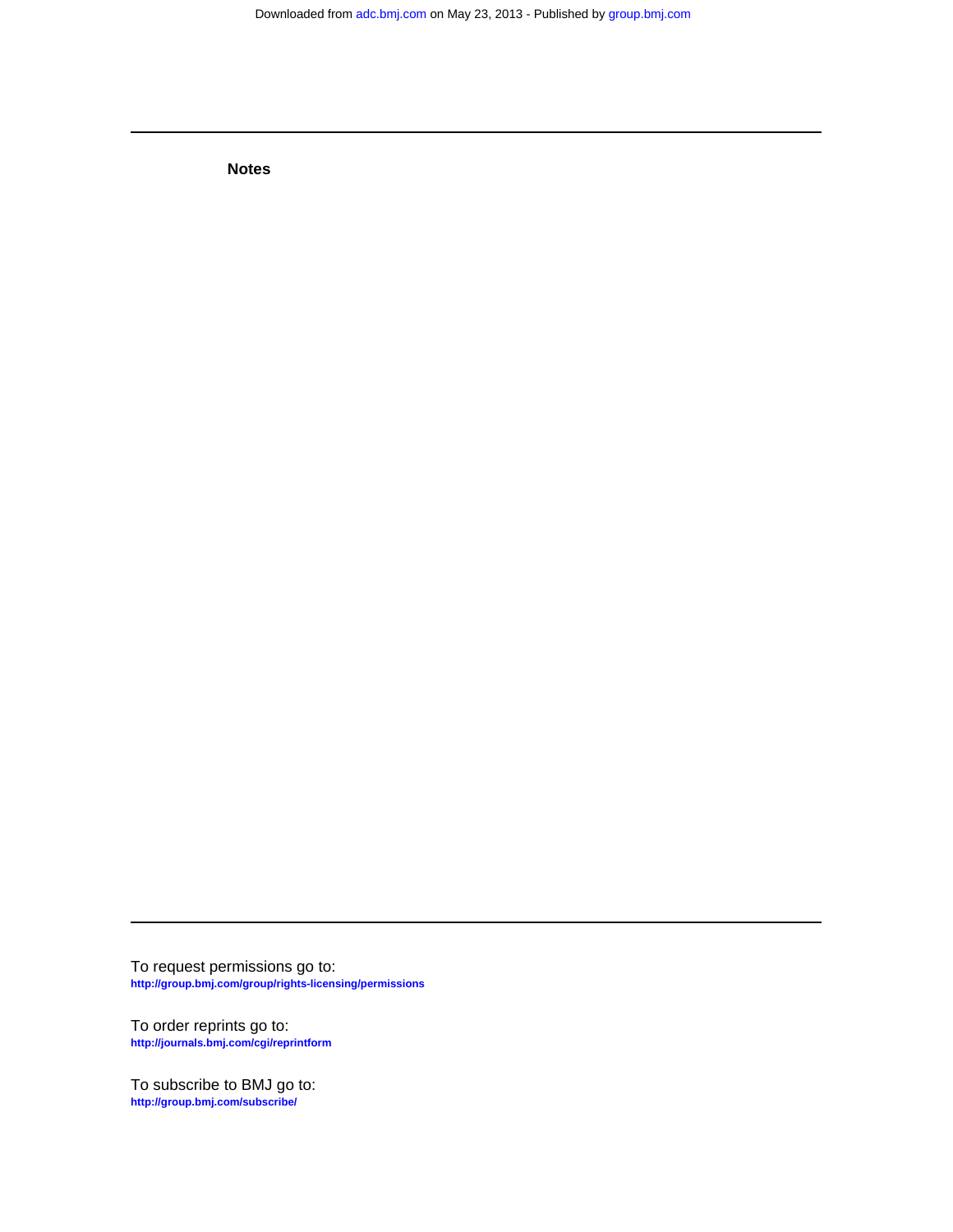**Notes**

To request permissions go to:
**http://group.bmj.com/group/rights-licensing/permissions**

To order reprints go to:
**http://journals.bmj.com/cgi/reprintform**

To subscribe to BMJ go to:
**http://group.bmj.com/subscribe/**